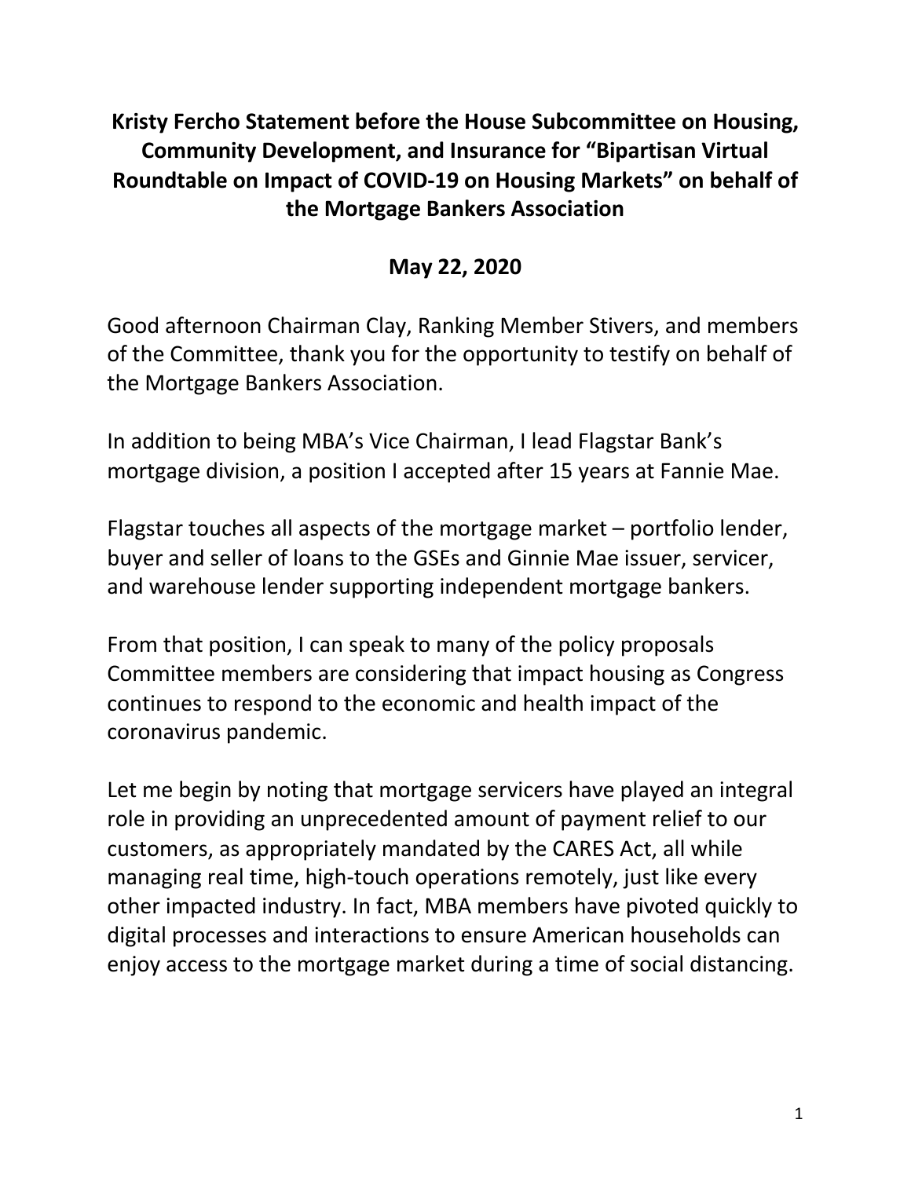# Kristy Fercho Statement before the House Subcommittee on Housing, Community Development, and Insurance for "Bipartisan Virtual Roundtable on Impact of COVID-19 on Housing Markets" on behalf of the Mortgage Bankers Association

**May 22, 2020**

Good afternoon Chairman Clay, Ranking Member Stivers, and members of the Committee, thank you for the opportunity to testify on behalf of the Mortgage Bankers Association.

In addition to being MBA's Vice Chairman, I lead Flagstar Bank's mortgage division, a position I accepted after 15 years at Fannie Mae.

Flagstar touches all aspects of the mortgage market – portfolio lender, buyer and seller of loans to the GSEs and Ginnie Mae issuer, servicer, and warehouse lender supporting independent mortgage bankers.

From that position, I can speak to many of the policy proposals Committee members are considering that impact housing as Congress continues to respond to the economic and health impact of the coronavirus pandemic.

Let me begin by noting that mortgage servicers have played an integral role in providing an unprecedented amount of payment relief to our customers, as appropriately mandated by the CARES Act, all while managing real time, high-touch operations remotely, just like every other impacted industry. In fact, MBA members have pivoted quickly to digital processes and interactions to ensure American households can enjoy access to the mortgage market during a time of social distancing.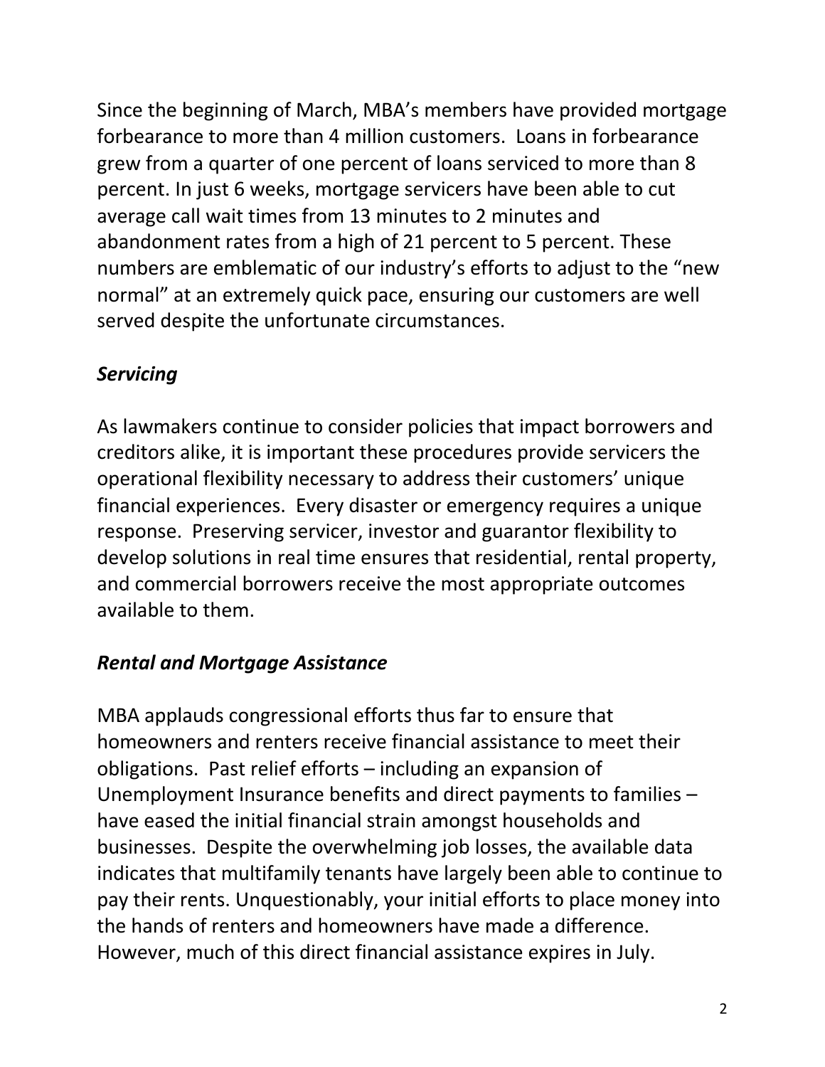Since the beginning of March, MBA's members have provided mortgage forbearance to more than 4 million customers. Loans in forbearance grew from a quarter of one percent of loans serviced to more than 8 percent. In just 6 weeks, mortgage servicers have been able to cut average call wait times from 13 minutes to 2 minutes and abandonment rates from a high of 21 percent to 5 percent. These numbers are emblematic of our industry's efforts to adjust to the "new normal" at an extremely quick pace, ensuring our customers are well served despite the unfortunate circumstances.

### *Servicing*

As lawmakers continue to consider policies that impact borrowers and creditors alike, it is important these procedures provide servicers the operational flexibility necessary to address their customers' unique financial experiences. Every disaster or emergency requires a unique response. Preserving servicer, investor and guarantor flexibility to develop solutions in real time ensures that residential, rental property, and commercial borrowers receive the most appropriate outcomes available to them.

### *Rental and Mortgage Assistance*

MBA applauds congressional efforts thus far to ensure that homeowners and renters receive financial assistance to meet their obligations. Past relief efforts – including an expansion of Unemployment Insurance benefits and direct payments to families – have eased the initial financial strain amongst households and businesses. Despite the overwhelming job losses, the available data indicates that multifamily tenants have largely been able to continue to pay their rents. Unquestionably, your initial efforts to place money into the hands of renters and homeowners have made a difference. However, much of this direct financial assistance expires in July.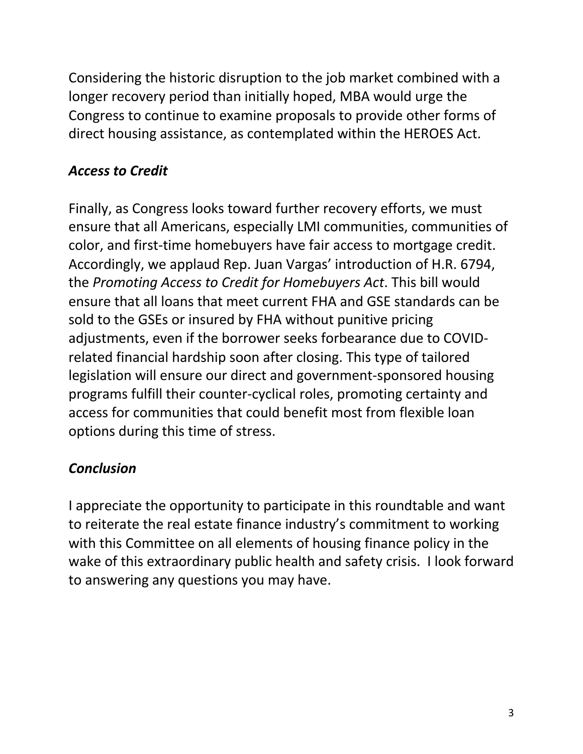Considering the historic disruption to the job market combined with a longer recovery period than initially hoped, MBA would urge the Congress to continue to examine proposals to provide other forms of direct housing assistance, as contemplated within the HEROES Act.

### *Access to Credit*

Finally, as Congress looks toward further recovery efforts, we must ensure that all Americans, especially LMI communities, communities of color, and first-time homebuyers have fair access to mortgage credit. Accordingly, we applaud Rep. Juan Vargas' introduction of H.R. 6794, the *Promoting Access to Credit for Homebuyers Act*. This bill would ensure that all loans that meet current FHA and GSE standards can be sold to the GSEs or insured by FHA without punitive pricing adjustments, even if the borrower seeks forbearance due to COVID-related financial hardship soon after closing. This type of tailored legislation will ensure our direct and government-sponsored housing programs fulfill their counter-cyclical roles, promoting certainty and access for communities that could benefit most from flexible loan options during this time of stress.

### *Conclusion*

I appreciate the opportunity to participate in this roundtable and want to reiterate the real estate finance industry's commitment to working with this Committee on all elements of housing finance policy in the wake of this extraordinary public health and safety crisis. I look forward to answering any questions you may have.